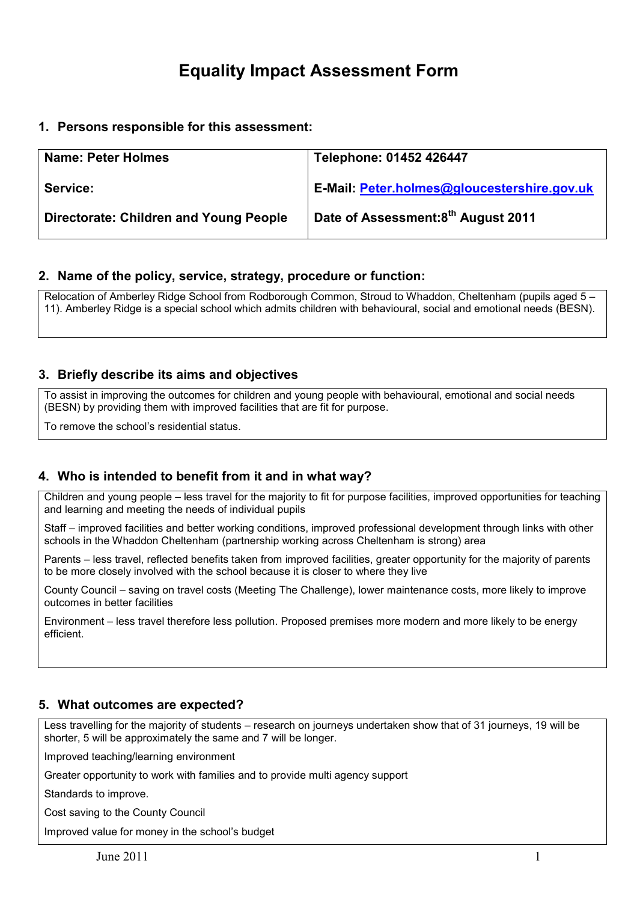# Equality Impact Assessment Form

## 1. Persons responsible for this assessment:

| Name: Peter Holmes | Telephone: 01452 426447 |
|---|---|
| Service: | E-Mail: Peter.holmes@gloucestershire.gov.uk |
| Directorate: Children and Young People | Date of Assessment: 8th August 2011 |

## 2. Name of the policy, service, strategy, procedure or function:

Relocation of Amberley Ridge School from Rodborough Common, Stroud to Whaddon, Cheltenham (pupils aged 5 – 11). Amberley Ridge is a special school which admits children with behavioural, social and emotional needs (BESN).

## 3. Briefly describe its aims and objectives

To assist in improving the outcomes for children and young people with behavioural, emotional and social needs (BESN) by providing them with improved facilities that are fit for purpose.

To remove the school's residential status.

## 4. Who is intended to benefit from it and in what way?

Children and young people – less travel for the majority to fit for purpose facilities, improved opportunities for teaching and learning and meeting the needs of individual pupils

Staff – improved facilities and better working conditions, improved professional development through links with other schools in the Whaddon Cheltenham (partnership working across Cheltenham is strong) area

Parents – less travel, reflected benefits taken from improved facilities, greater opportunity for the majority of parents to be more closely involved with the school because it is closer to where they live

County Council – saving on travel costs (Meeting The Challenge), lower maintenance costs, more likely to improve outcomes in better facilities

Environment – less travel therefore less pollution. Proposed premises more modern and more likely to be energy efficient.

## 5. What outcomes are expected?

Less travelling for the majority of students – research on journeys undertaken show that of 31 journeys, 19 will be shorter, 5 will be approximately the same and 7 will be longer.

Improved teaching/learning environment

Greater opportunity to work with families and to provide multi agency support

Standards to improve.

Cost saving to the County Council

Improved value for money in the school's budget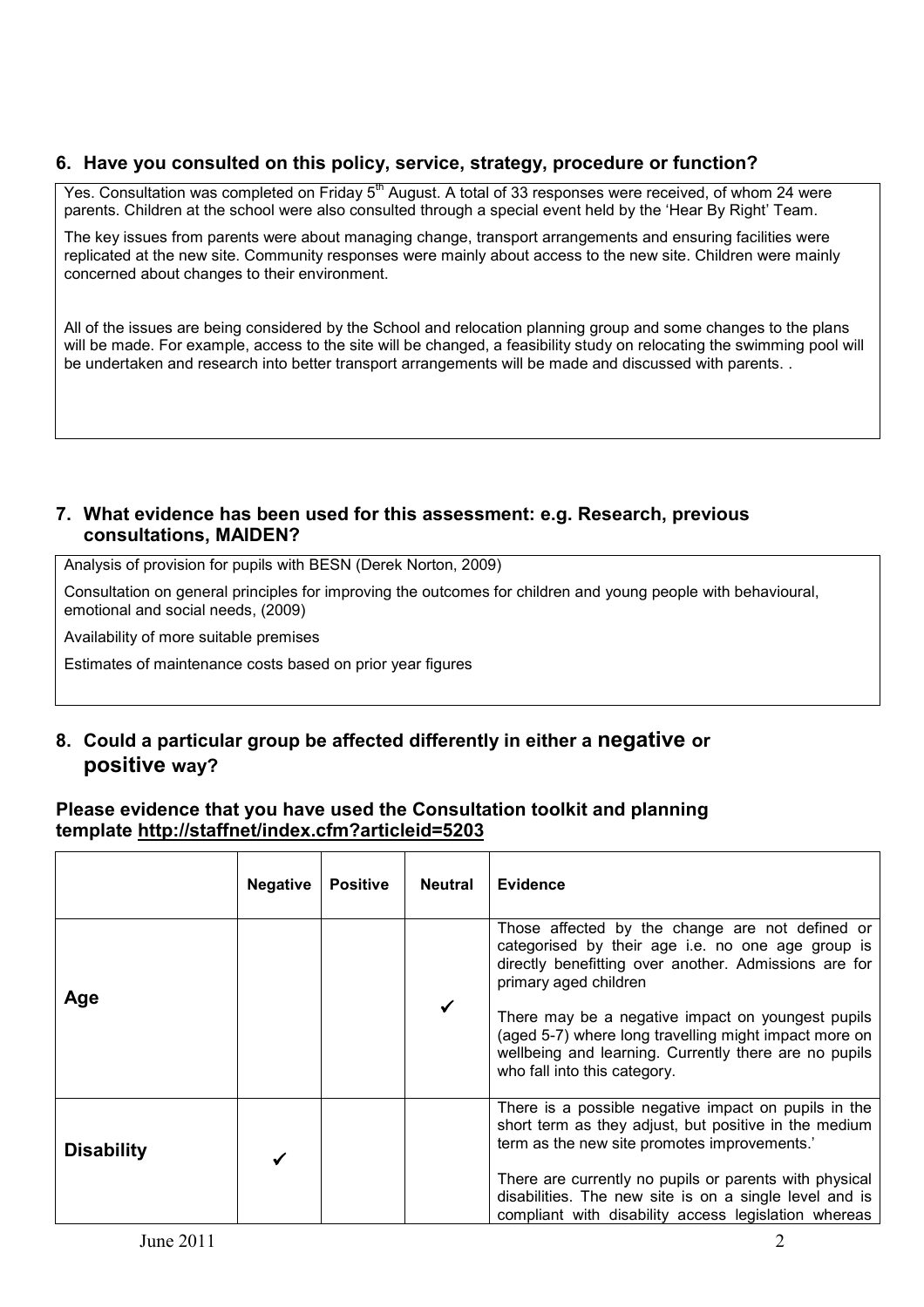## 6. Have you consulted on this policy, service, strategy, procedure or function?

Yes. Consultation was completed on Friday 5th August. A total of 33 responses were received, of whom 24 were parents. Children at the school were also consulted through a special event held by the 'Hear By Right' Team.

The key issues from parents were about managing change, transport arrangements and ensuring facilities were replicated at the new site. Community responses were mainly about access to the new site. Children were mainly concerned about changes to their environment.

All of the issues are being considered by the School and relocation planning group and some changes to the plans will be made. For example, access to the site will be changed, a feasibility study on relocating the swimming pool will be undertaken and research into better transport arrangements will be made and discussed with parents. .

## 7. What evidence has been used for this assessment: e.g. Research, previous consultations, MAIDEN?

Analysis of provision for pupils with BESN (Derek Norton, 2009)

Consultation on general principles for improving the outcomes for children and young people with behavioural, emotional and social needs, (2009)

Availability of more suitable premises

Estimates of maintenance costs based on prior year figures

## 8. Could a particular group be affected differently in either a **negative** or **positive** way?

**Please evidence that you have used the Consultation toolkit and planning template http://staffnet/index.cfm?articleid=5203**

| | Negative | Positive | Neutral | Evidence |
|---|---|---|---|---|
| **Age** | | | ✔ | Those affected by the change are not defined or categorised by their age i.e. no one age group is directly benefitting over another. Admissions are for primary aged children<br><br>There may be a negative impact on youngest pupils (aged 5-7) where long travelling might impact more on wellbeing and learning. Currently there are no pupils who fall into this category. |
| **Disability** | ✔ | | | There is a possible negative impact on pupils in the short term as they adjust, but positive in the medium term as the new site promotes improvements.'<br><br>There are currently no pupils or parents with physical disabilities. The new site is on a single level and is compliant with disability access legislation whereas |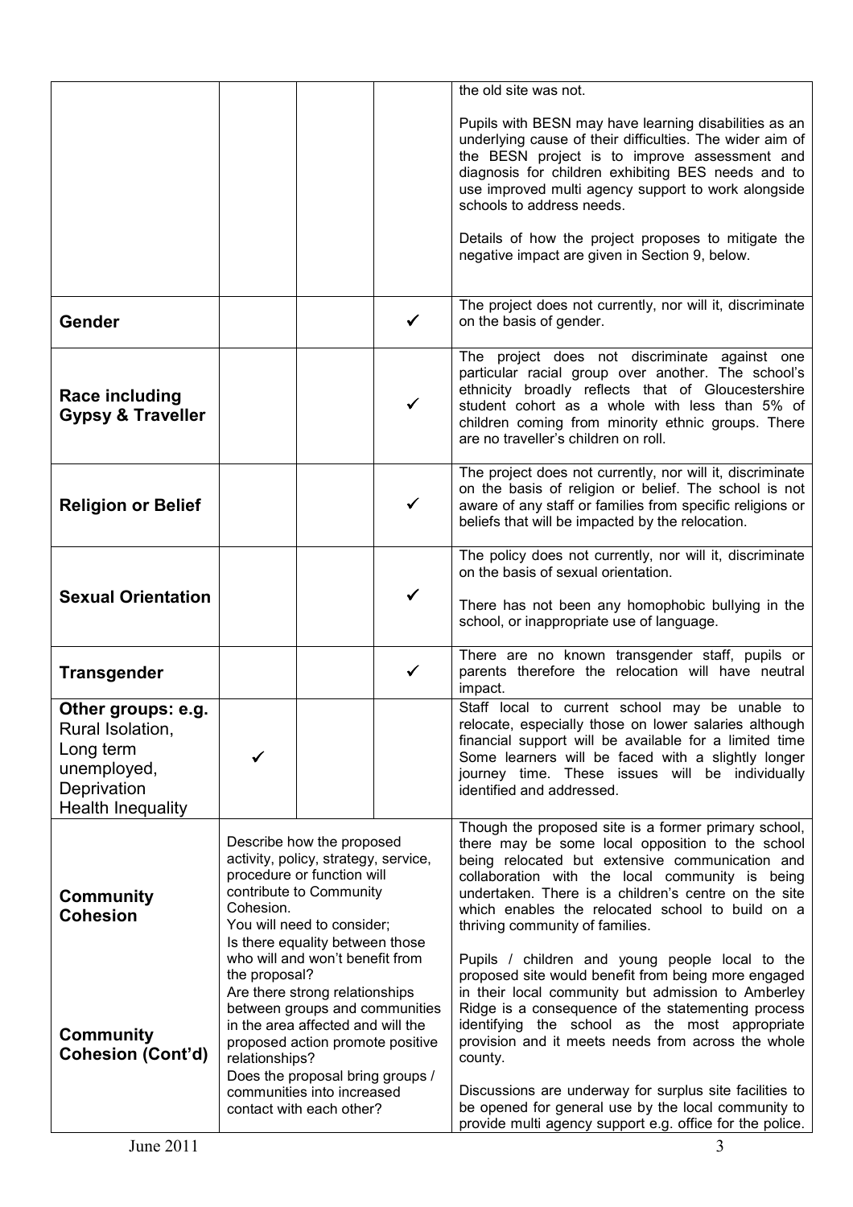| | | | | |
|---|---|---|---|---|
| | | | | the old site was not.<br><br>Pupils with BESN may have learning disabilities as an underlying cause of their difficulties. The wider aim of the BESN project is to improve assessment and diagnosis for children exhibiting BES needs and to use improved multi agency support to work alongside schools to address needs.<br><br>Details of how the project proposes to mitigate the negative impact are given in Section 9, below. |
| **Gender** | | | ✓ | The project does not currently, nor will it, discriminate on the basis of gender. |
| **Race including Gypsy & Traveller** | | | ✓ | The project does not discriminate against one particular racial group over another. The school's ethnicity broadly reflects that of Gloucestershire student cohort as a whole with less than 5% of children coming from minority ethnic groups. There are no traveller's children on roll. |
| **Religion or Belief** | | | ✓ | The project does not currently, nor will it, discriminate on the basis of religion or belief. The school is not aware of any staff or families from specific religions or beliefs that will be impacted by the relocation. |
| **Sexual Orientation** | | | ✓ | The policy does not currently, nor will it, discriminate on the basis of sexual orientation.<br><br>There has not been any homophobic bullying in the school, or inappropriate use of language. |
| **Transgender** | | | ✓ | There are no known transgender staff, pupils or parents therefore the relocation will have neutral impact. |
| **Other groups: e.g.** Rural Isolation, Long term unemployed, Deprivation Health Inequality | ✓ | | | Staff local to current school may be unable to relocate, especially those on lower salaries although financial support will be available for a limited time Some learners will be faced with a slightly longer journey time. These issues will be individually identified and addressed. |
| **Community Cohesion**<br><br>**Community Cohesion (Cont'd)** | Describe how the proposed activity, policy, strategy, service, procedure or function will contribute to Community Cohesion.<br>You will need to consider;<br>Is there equality between those who will and won't benefit from the proposal?<br>Are there strong relationships between groups and communities in the area affected and will the proposed action promote positive relationships?<br>Does the proposal bring groups / communities into increased contact with each other? | | | Though the proposed site is a former primary school, there may be some local opposition to the school being relocated but extensive communication and collaboration with the local community is being undertaken. There is a children's centre on the site which enables the relocated school to build on a thriving community of families.<br><br>Pupils / children and young people local to the proposed site would benefit from being more engaged in their local community but admission to Amberley Ridge is a consequence of the statementing process identifying the school as the most appropriate provision and it meets needs from across the whole county.<br><br>Discussions are underway for surplus site facilities to be opened for general use by the local community to provide multi agency support e.g. office for the police. |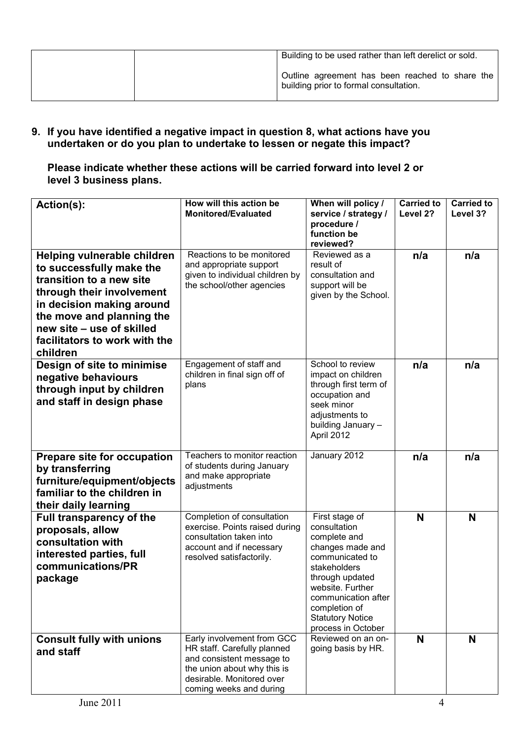| | | Building to be used rather than left derelict or sold.<br><br>Outline agreement has been reached to share the building prior to formal consultation. |
|---|---|---|

**9. If you have identified a negative impact in question 8, what actions have you undertaken or do you plan to undertake to lessen or negate this impact?**

**Please indicate whether these actions will be carried forward into level 2 or level 3 business plans.**

| Action(s): | How will this action be Monitored/Evaluated | When will policy / service / strategy / procedure / function be reviewed? | Carried to Level 2? | Carried to Level 3? |
|---|---|---|---|---|
| **Helping vulnerable children to successfully make the transition to a new site through their involvement in decision making around the move and planning the new site – use of skilled facilitators to work with the children** | Reactions to be monitored and appropriate support given to individual children by the school/other agencies | Reviewed as a result of consultation and support will be given by the School. | **n/a** | **n/a** |
| **Design of site to minimise negative behaviours through input by children and staff in design phase** | Engagement of staff and children in final sign off of plans | School to review impact on children through first term of occupation and seek minor adjustments to building January – April 2012 | **n/a** | **n/a** |
| **Prepare site for occupation by transferring furniture/equipment/objects familiar to the children in their daily learning** | Teachers to monitor reaction of students during January and make appropriate adjustments | January 2012 | **n/a** | **n/a** |
| **Full transparency of the proposals, allow consultation with interested parties, full communications/PR package** | Completion of consultation exercise. Points raised during consultation taken into account and if necessary resolved satisfactorily. | First stage of consultation complete and changes made and communicated to stakeholders through updated website. Further communication after completion of Statutory Notice process in October | **N** | **N** |
| **Consult fully with unions and staff** | Early involvement from GCC HR staff. Carefully planned and consistent message to the union about why this is desirable. Monitored over coming weeks and during | Reviewed on an on-going basis by HR. | **N** | **N** |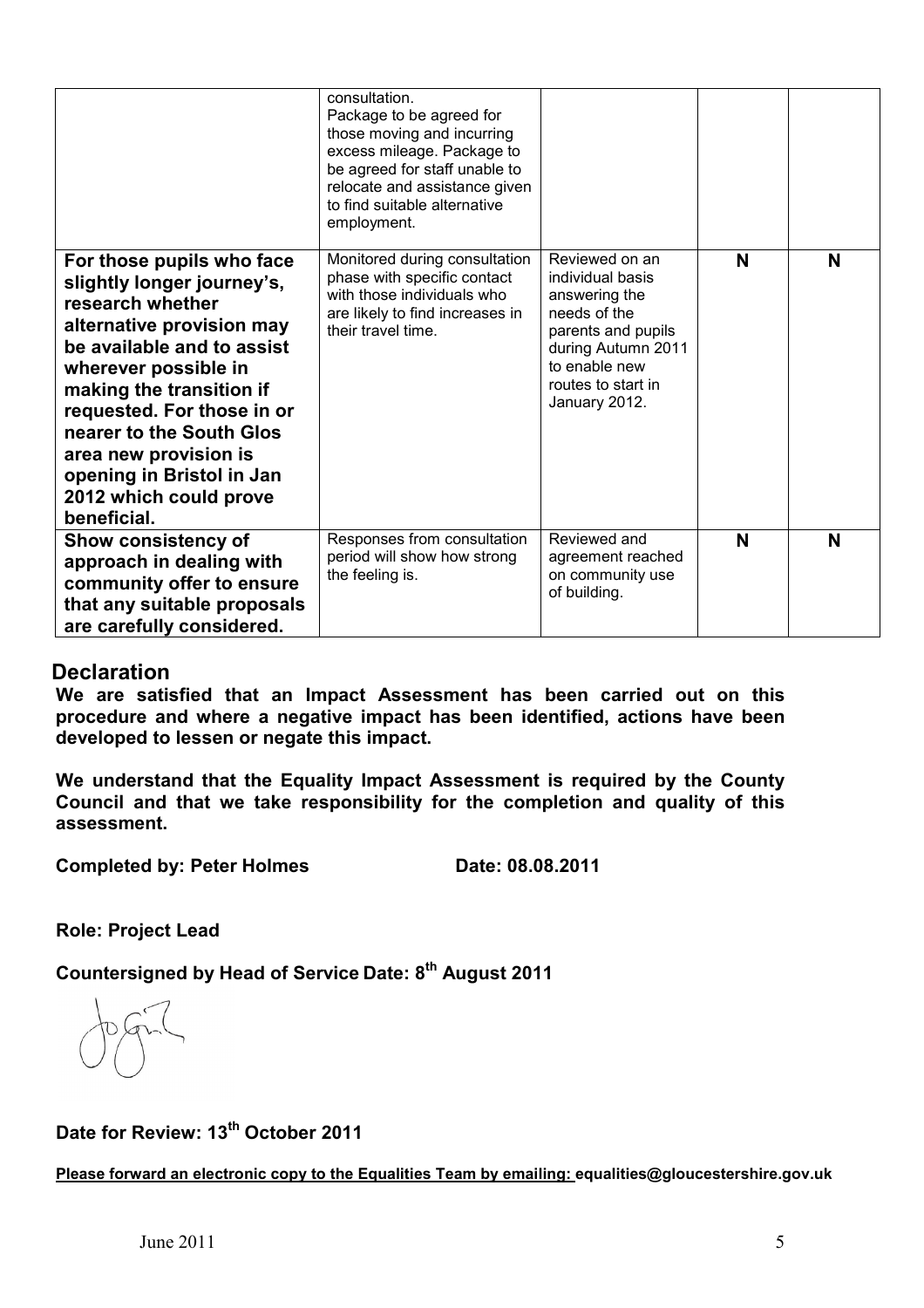|  |  |  |  |  |
|---|---|---|---|---|
|  | consultation. Package to be agreed for those moving and incurring excess mileage. Package to be agreed for staff unable to relocate and assistance given to find suitable alternative employment. |  |  |  |
| **For those pupils who face slightly longer journey's, research whether alternative provision may be available and to assist wherever possible in making the transition if requested. For those in or nearer to the South Glos area new provision is opening in Bristol in Jan 2012 which could prove beneficial.** | Monitored during consultation phase with specific contact with those individuals who are likely to find increases in their travel time. | Reviewed on an individual basis answering the needs of the parents and pupils during Autumn 2011 to enable new routes to start in January 2012. | **N** | **N** |
| **Show consistency of approach in dealing with community offer to ensure that any suitable proposals are carefully considered.** | Responses from consultation period will show how strong the feeling is. | Reviewed and agreement reached on community use of building. | **N** | **N** |

## Declaration

**We are satisfied that an Impact Assessment has been carried out on this procedure and where a negative impact has been identified, actions have been developed to lessen or negate this impact.**

**We understand that the Equality Impact Assessment is required by the County Council and that we take responsibility for the completion and quality of this assessment.**

**Completed by: Peter Holmes** **Date: 08.08.2011**

**Role: Project Lead**

**Countersigned by Head of Service Date: 8th August 2011**

**Date for Review: 13th October 2011**

**Please forward an electronic copy to the Equalities Team by emailing: equalities@gloucestershire.gov.uk**

June 2011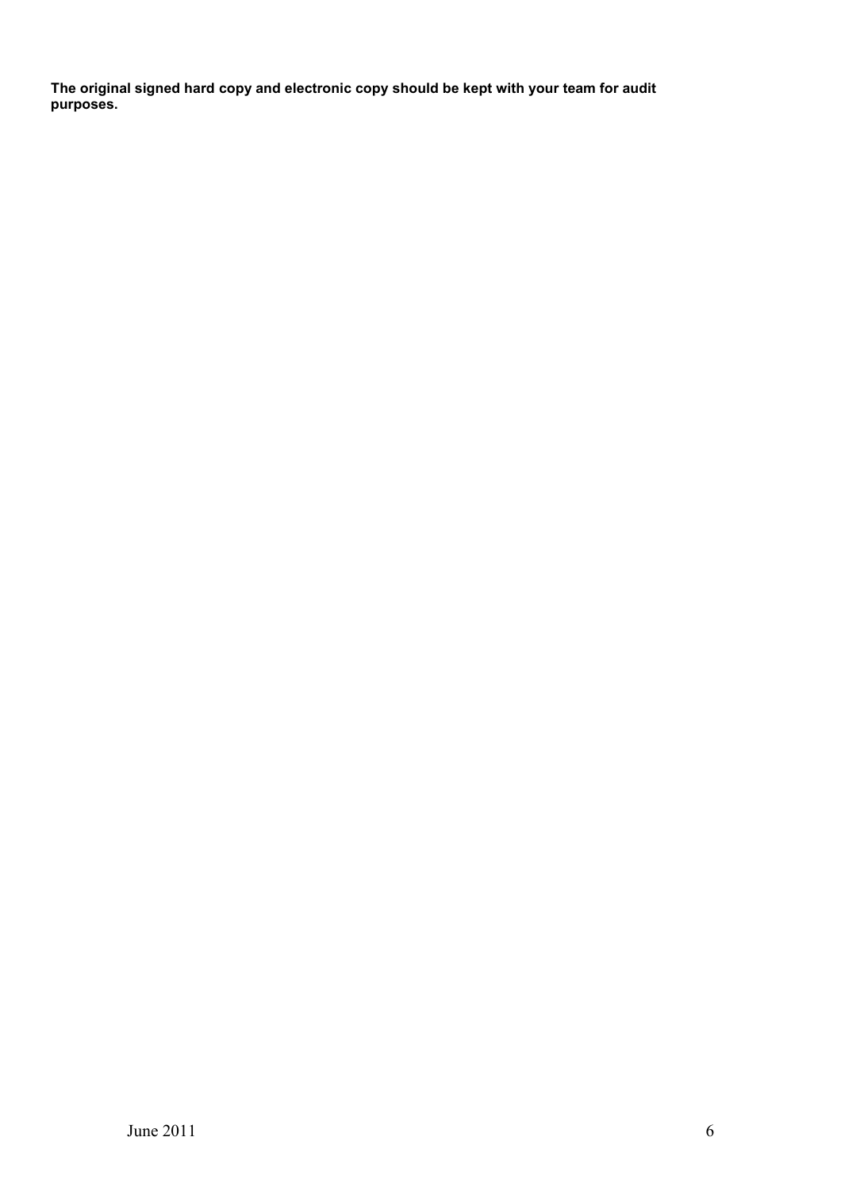**The original signed hard copy and electronic copy should be kept with your team for audit purposes.**